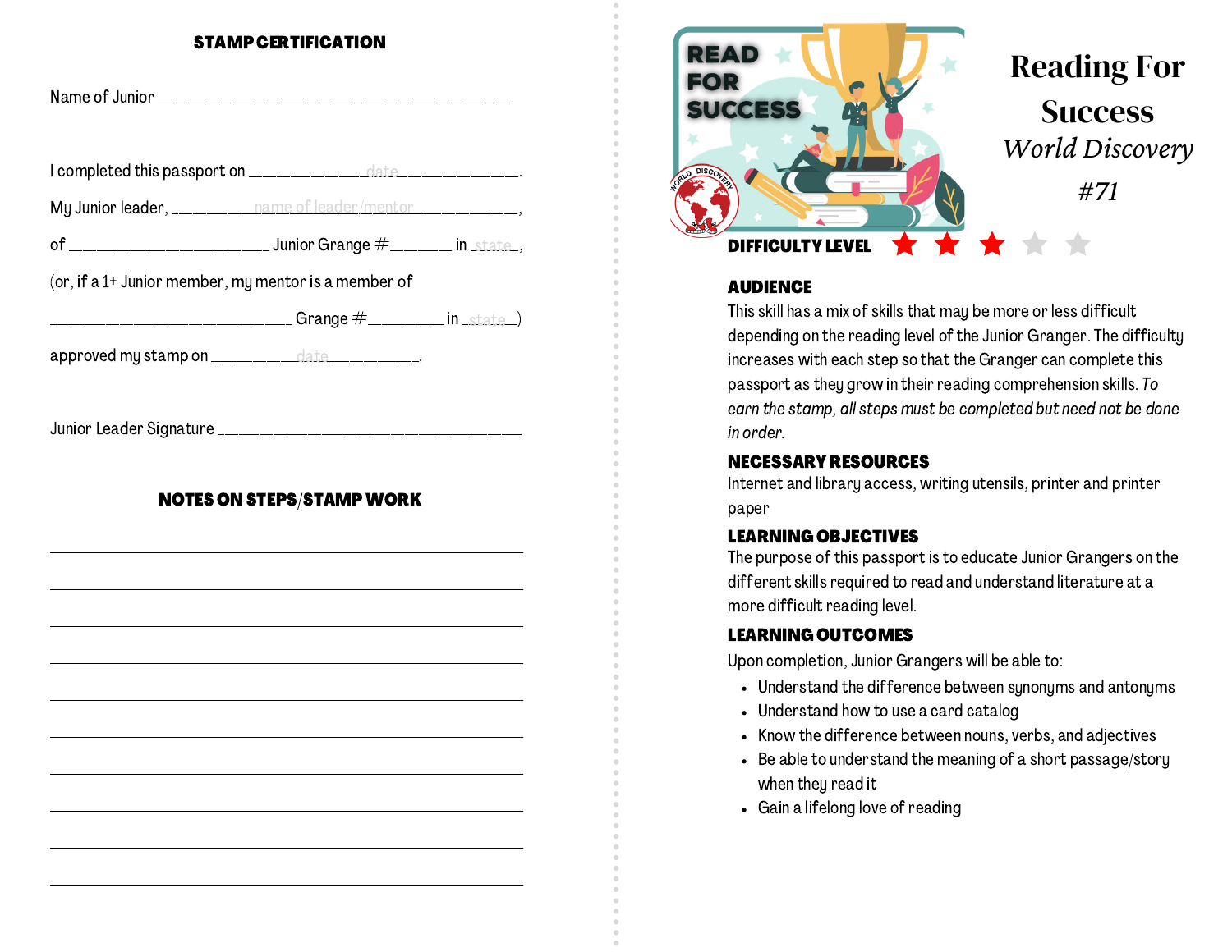## STAMP CERTIFICATION

Name of Junior ________________________________________

I completed this passport on ____________date____________.

My Junior leader, ________name of leader/mentor__________,

of ______________________ Junior Grange #_______ in _state_,

(or, if a 1+ Junior member, my mentor is a member of

___________________________ Grange #________ in _state_)

approved my stamp on _________date_________.

Junior Leader Signature _________________________________

## NOTES ON STEPS/STAMP WORK

____________________________________________________

____________________________________________________

____________________________________________________

____________________________________________________

____________________________________________________

____________________________________________________

____________________________________________________

____________________________________________________

____________________________________________________

____________________________________________________

READ FOR SUCCESS

WORLD DISCOVERY

# Reading For Success

*World Discovery*

*#71*

**DIFFICULTY LEVEL** ★★★☆☆

**AUDIENCE**

This skill has a mix of skills that may be more or less difficult depending on the reading level of the Junior Granger. The difficulty increases with each step so that the Granger can complete this passport as they grow in their reading comprehension skills. *To earn the stamp, all steps must be completed but need not be done in order.*

**NECESSARY RESOURCES**

Internet and library access, writing utensils, printer and printer paper

**LEARNING OBJECTIVES**

The purpose of this passport is to educate Junior Grangers on the different skills required to read and understand literature at a more difficult reading level.

**LEARNING OUTCOMES**

Upon completion, Junior Grangers will be able to:

- Understand the difference between synonyms and antonyms
- Understand how to use a card catalog
- Know the difference between nouns, verbs, and adjectives
- Be able to understand the meaning of a short passage/story when they read it
- Gain a lifelong love of reading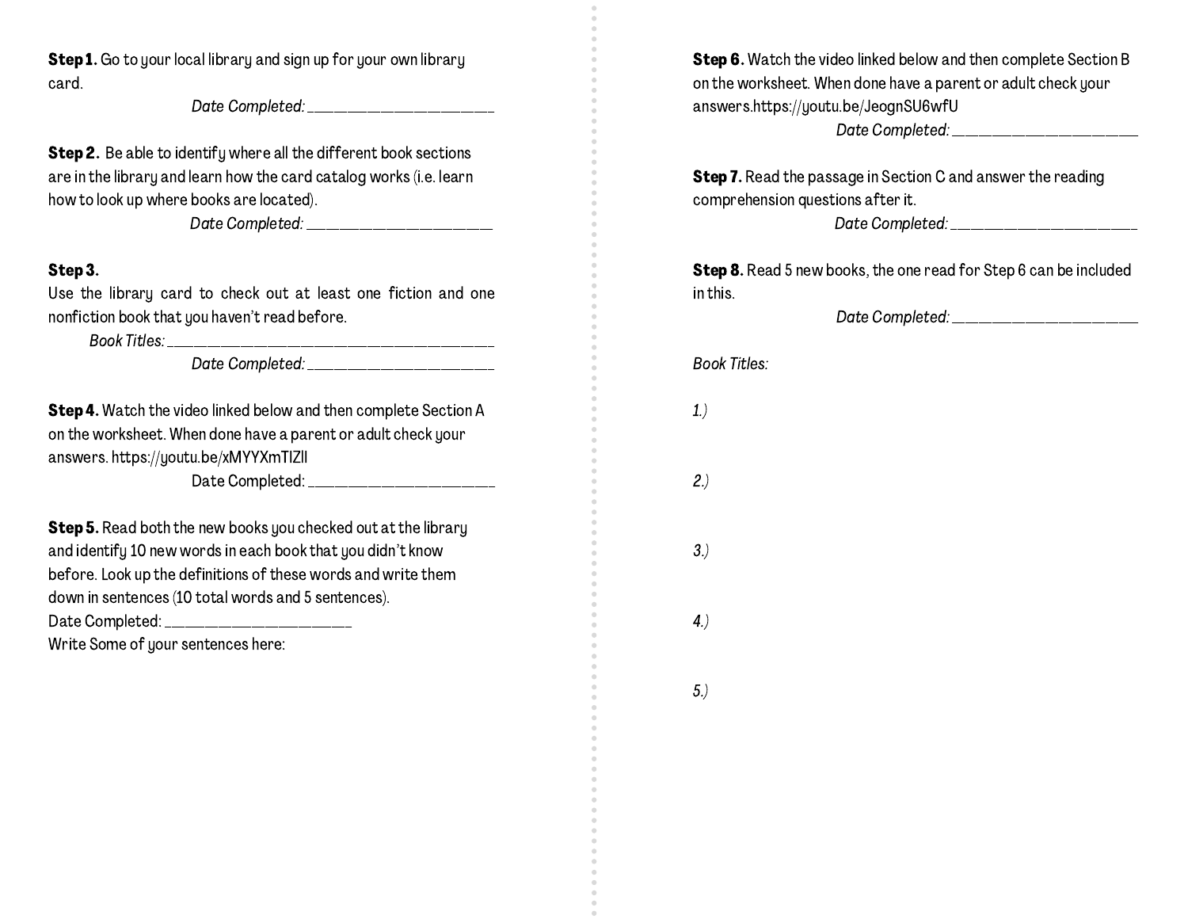**Step 1.** Go to your local library and sign up for your own library card.

*Date Completed:* ______________________

**Step 2.** Be able to identify where all the different book sections are in the library and learn how the card catalog works (i.e. learn how to look up where books are located).

*Date Completed:* ______________________

**Step 3.**

Use the library card to check out at least one fiction and one nonfiction book that you haven't read before.

*Book Titles:* ________________________________________

*Date Completed:* ______________________

**Step 4.** Watch the video linked below and then complete Section A on the worksheet. When done have a parent or adult check your answers. https://youtu.be/xMYYXmTIZlI

Date Completed: ______________________

**Step 5.** Read both the new books you checked out at the library and identify 10 new words in each book that you didn't know before. Look up the definitions of these words and write them down in sentences (10 total words and 5 sentences).

Date Completed: ______________________

Write Some of your sentences here:

**Step 6.** Watch the video linked below and then complete Section B on the worksheet. When done have a parent or adult check your answers.https://youtu.be/JeognSU6wfU

*Date Completed:* ______________________

**Step 7.** Read the passage in Section C and answer the reading comprehension questions after it.

*Date Completed:* ______________________

**Step 8.** Read 5 new books, the one read for Step 6 can be included in this.

*Date Completed:* ______________________

*Book Titles:*

*1.)*

*2.)*

*3.)*

*4.)*

*5.)*